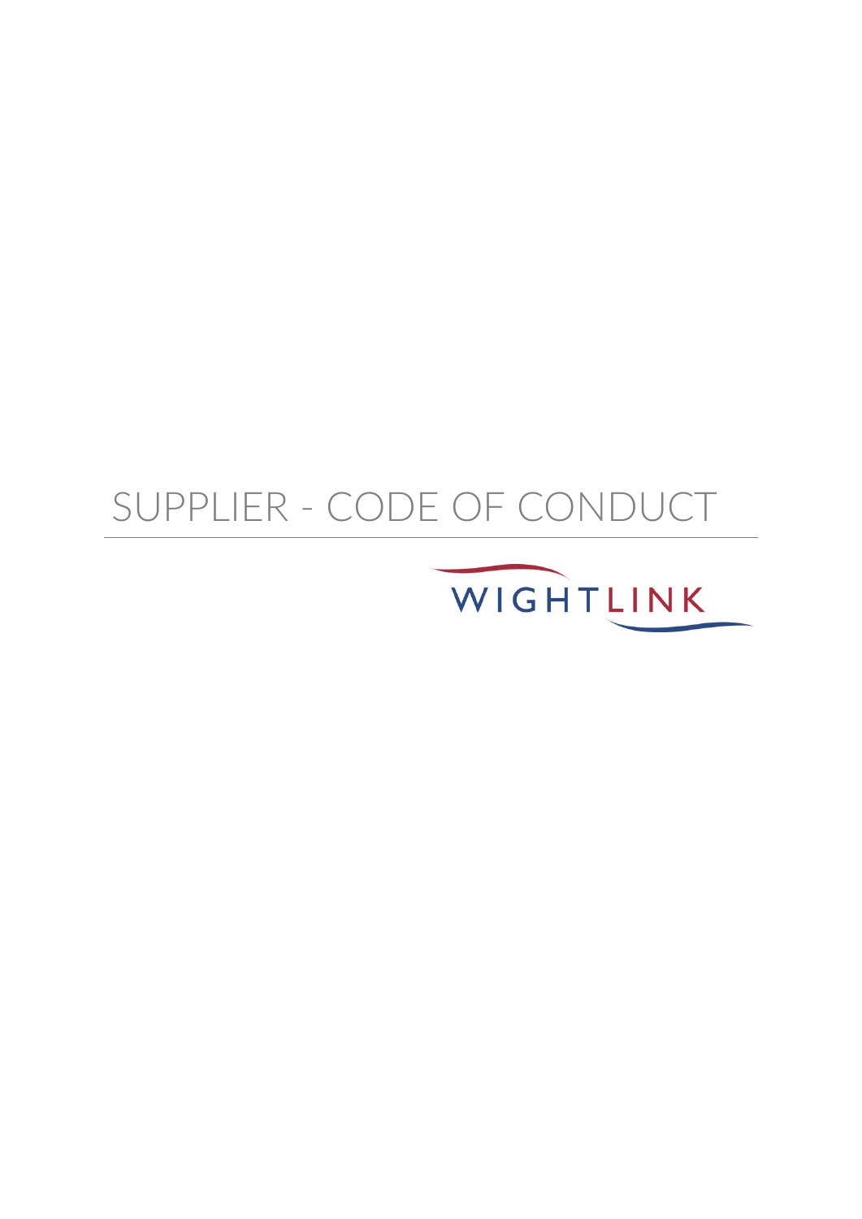# SUPPLIER - CODE OF CONDUCT

WIGHTLINK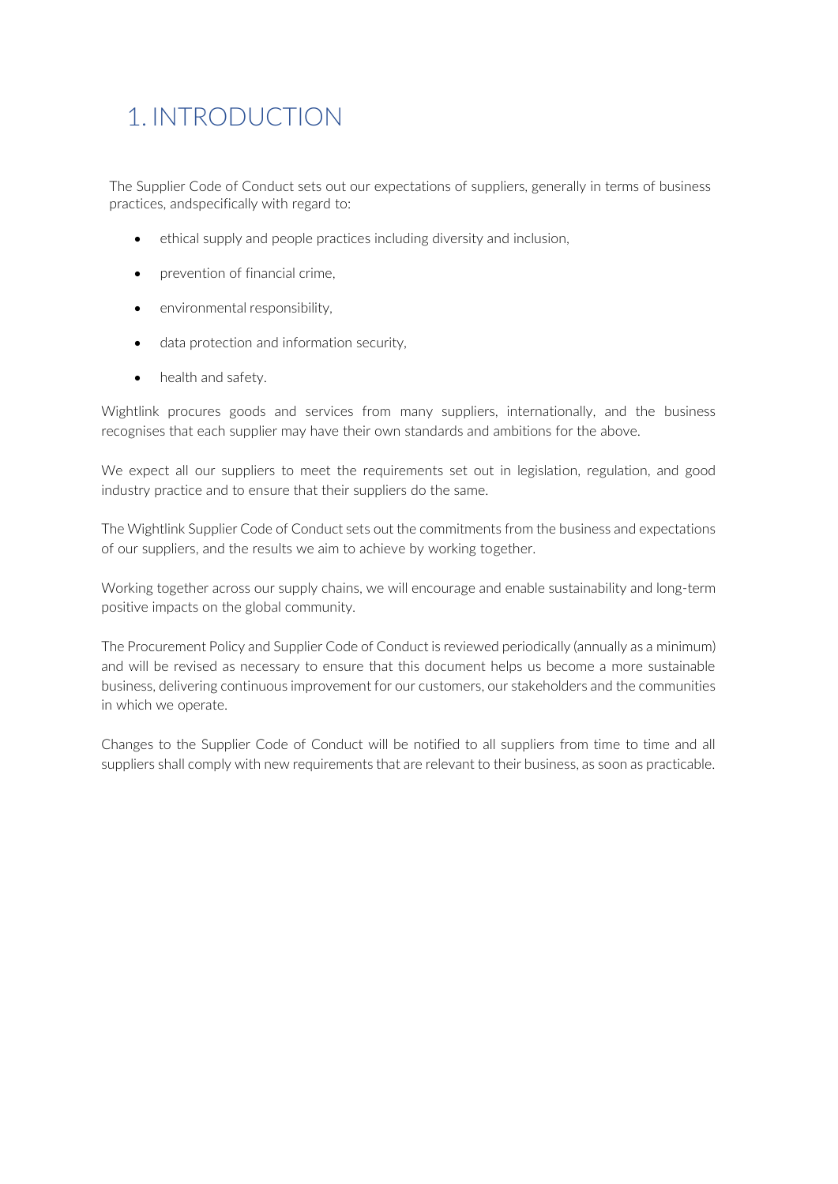# 1. INTRODUCTION

The Supplier Code of Conduct sets out our expectations of suppliers, generally in terms of business practices, andspecifically with regard to:

- ethical supply and people practices including diversity and inclusion,
- prevention of financial crime,
- environmental responsibility,
- data protection and information security,
- health and safety.

Wightlink procures goods and services from many suppliers, internationally, and the business recognises that each supplier may have their own standards and ambitions for the above.

We expect all our suppliers to meet the requirements set out in legislation, regulation, and good industry practice and to ensure that their suppliers do the same.

The Wightlink Supplier Code of Conduct sets out the commitments from the business and expectations of our suppliers, and the results we aim to achieve by working together.

Working together across our supply chains, we will encourage and enable sustainability and long-term positive impacts on the global community.

The Procurement Policy and Supplier Code of Conduct is reviewed periodically (annually as a minimum) and will be revised as necessary to ensure that this document helps us become a more sustainable business, delivering continuous improvement for our customers, our stakeholders and the communities in which we operate.

Changes to the Supplier Code of Conduct will be notified to all suppliers from time to time and all suppliers shall comply with new requirements that are relevant to their business, as soon as practicable.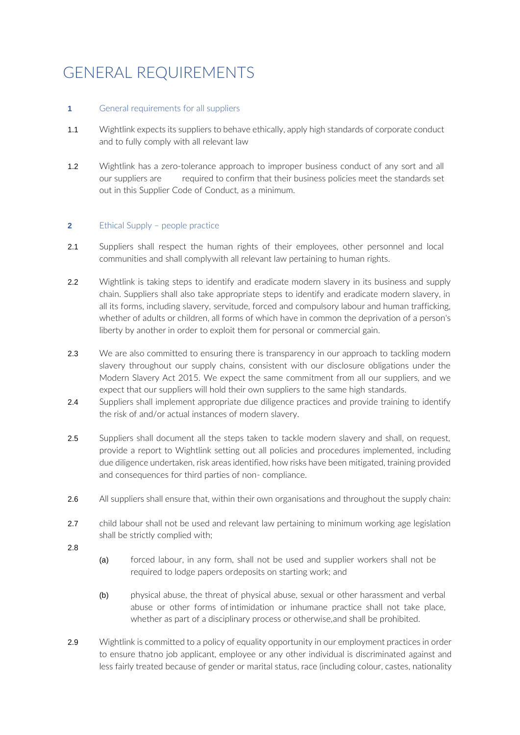# GENERAL REQUIREMENTS

## 1 General requirements for all suppliers

1.1 Wightlink expects its suppliers to behave ethically, apply high standards of corporate conduct and to fully comply with all relevant law

1.2 Wightlink has a zero-tolerance approach to improper business conduct of any sort and all our suppliers are required to confirm that their business policies meet the standards set out in this Supplier Code of Conduct, as a minimum.

## 2 Ethical Supply – people practice

2.1 Suppliers shall respect the human rights of their employees, other personnel and local communities and shall complywith all relevant law pertaining to human rights.

2.2 Wightlink is taking steps to identify and eradicate modern slavery in its business and supply chain. Suppliers shall also take appropriate steps to identify and eradicate modern slavery, in all its forms, including slavery, servitude, forced and compulsory labour and human trafficking, whether of adults or children, all forms of which have in common the deprivation of a person's liberty by another in order to exploit them for personal or commercial gain.

2.3 We are also committed to ensuring there is transparency in our approach to tackling modern slavery throughout our supply chains, consistent with our disclosure obligations under the Modern Slavery Act 2015. We expect the same commitment from all our suppliers, and we expect that our suppliers will hold their own suppliers to the same high standards.

2.4 Suppliers shall implement appropriate due diligence practices and provide training to identify the risk of and/or actual instances of modern slavery.

2.5 Suppliers shall document all the steps taken to tackle modern slavery and shall, on request, provide a report to Wightlink setting out all policies and procedures implemented, including due diligence undertaken, risk areas identified, how risks have been mitigated, training provided and consequences for third parties of non- compliance.

2.6 All suppliers shall ensure that, within their own organisations and throughout the supply chain:

2.7 child labour shall not be used and relevant law pertaining to minimum working age legislation shall be strictly complied with;

2.8

- (a) forced labour, in any form, shall not be used and supplier workers shall not be required to lodge papers ordeposits on starting work; and
- (b) physical abuse, the threat of physical abuse, sexual or other harassment and verbal abuse or other forms of intimidation or inhumane practice shall not take place, whether as part of a disciplinary process or otherwise,and shall be prohibited.

2.9 Wightlink is committed to a policy of equality opportunity in our employment practices in order to ensure thatno job applicant, employee or any other individual is discriminated against and less fairly treated because of gender or marital status, race (including colour, castes, nationality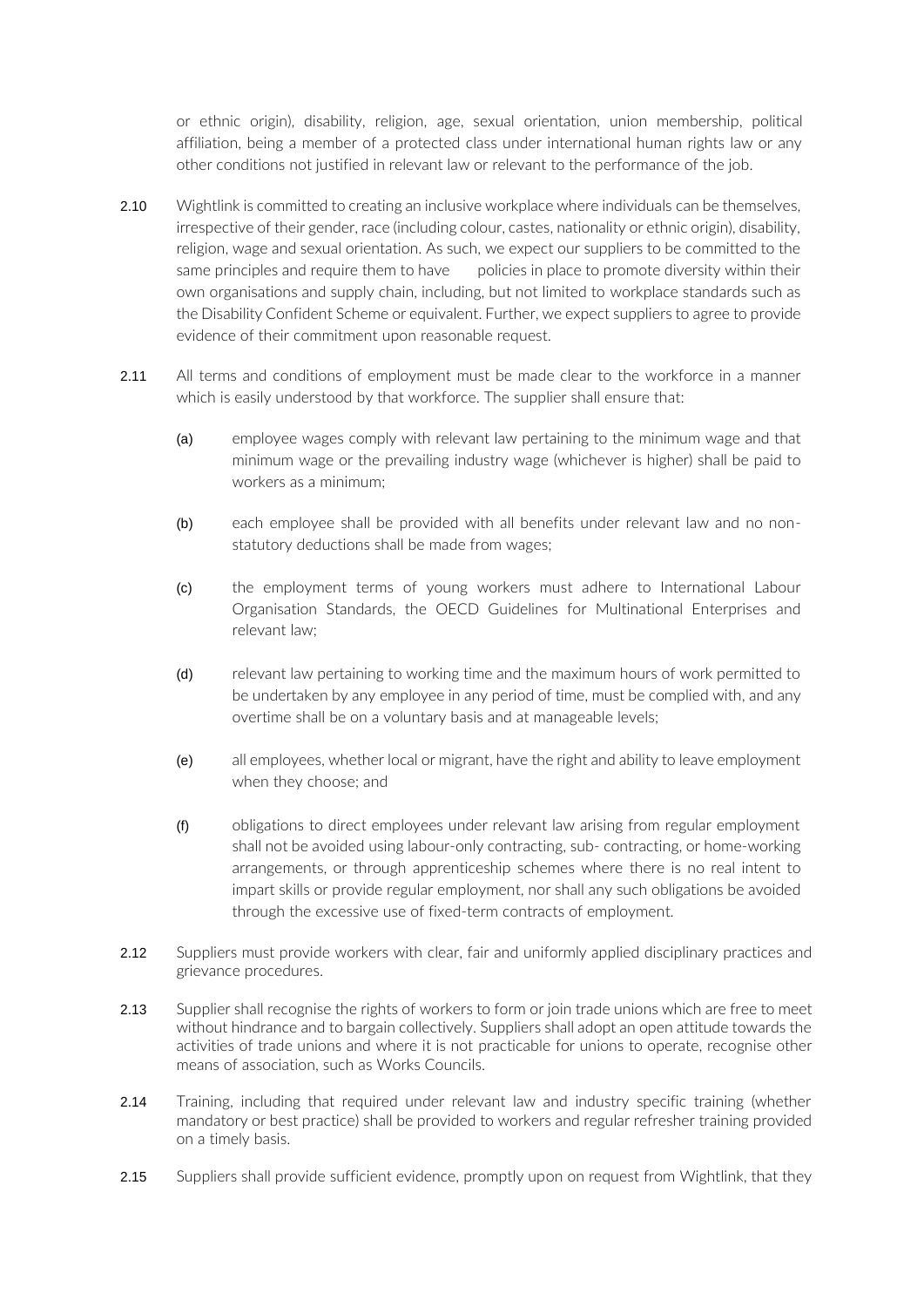or ethnic origin), disability, religion, age, sexual orientation, union membership, political affiliation, being a member of a protected class under international human rights law or any other conditions not justified in relevant law or relevant to the performance of the job.

2.10 Wightlink is committed to creating an inclusive workplace where individuals can be themselves, irrespective of their gender, race (including colour, castes, nationality or ethnic origin), disability, religion, wage and sexual orientation. As such, we expect our suppliers to be committed to the same principles and require them to have policies in place to promote diversity within their own organisations and supply chain, including, but not limited to workplace standards such as the Disability Confident Scheme or equivalent. Further, we expect suppliers to agree to provide evidence of their commitment upon reasonable request.

2.11 All terms and conditions of employment must be made clear to the workforce in a manner which is easily understood by that workforce. The supplier shall ensure that:

(a) employee wages comply with relevant law pertaining to the minimum wage and that minimum wage or the prevailing industry wage (whichever is higher) shall be paid to workers as a minimum;

(b) each employee shall be provided with all benefits under relevant law and no non-statutory deductions shall be made from wages;

(c) the employment terms of young workers must adhere to International Labour Organisation Standards, the OECD Guidelines for Multinational Enterprises and relevant law;

(d) relevant law pertaining to working time and the maximum hours of work permitted to be undertaken by any employee in any period of time, must be complied with, and any overtime shall be on a voluntary basis and at manageable levels;

(e) all employees, whether local or migrant, have the right and ability to leave employment when they choose; and

(f) obligations to direct employees under relevant law arising from regular employment shall not be avoided using labour-only contracting, sub- contracting, or home-working arrangements, or through apprenticeship schemes where there is no real intent to impart skills or provide regular employment, nor shall any such obligations be avoided through the excessive use of fixed-term contracts of employment.

2.12 Suppliers must provide workers with clear, fair and uniformly applied disciplinary practices and grievance procedures.

2.13 Supplier shall recognise the rights of workers to form or join trade unions which are free to meet without hindrance and to bargain collectively. Suppliers shall adopt an open attitude towards the activities of trade unions and where it is not practicable for unions to operate, recognise other means of association, such as Works Councils.

2.14 Training, including that required under relevant law and industry specific training (whether mandatory or best practice) shall be provided to workers and regular refresher training provided on a timely basis.

2.15 Suppliers shall provide sufficient evidence, promptly upon on request from Wightlink, that they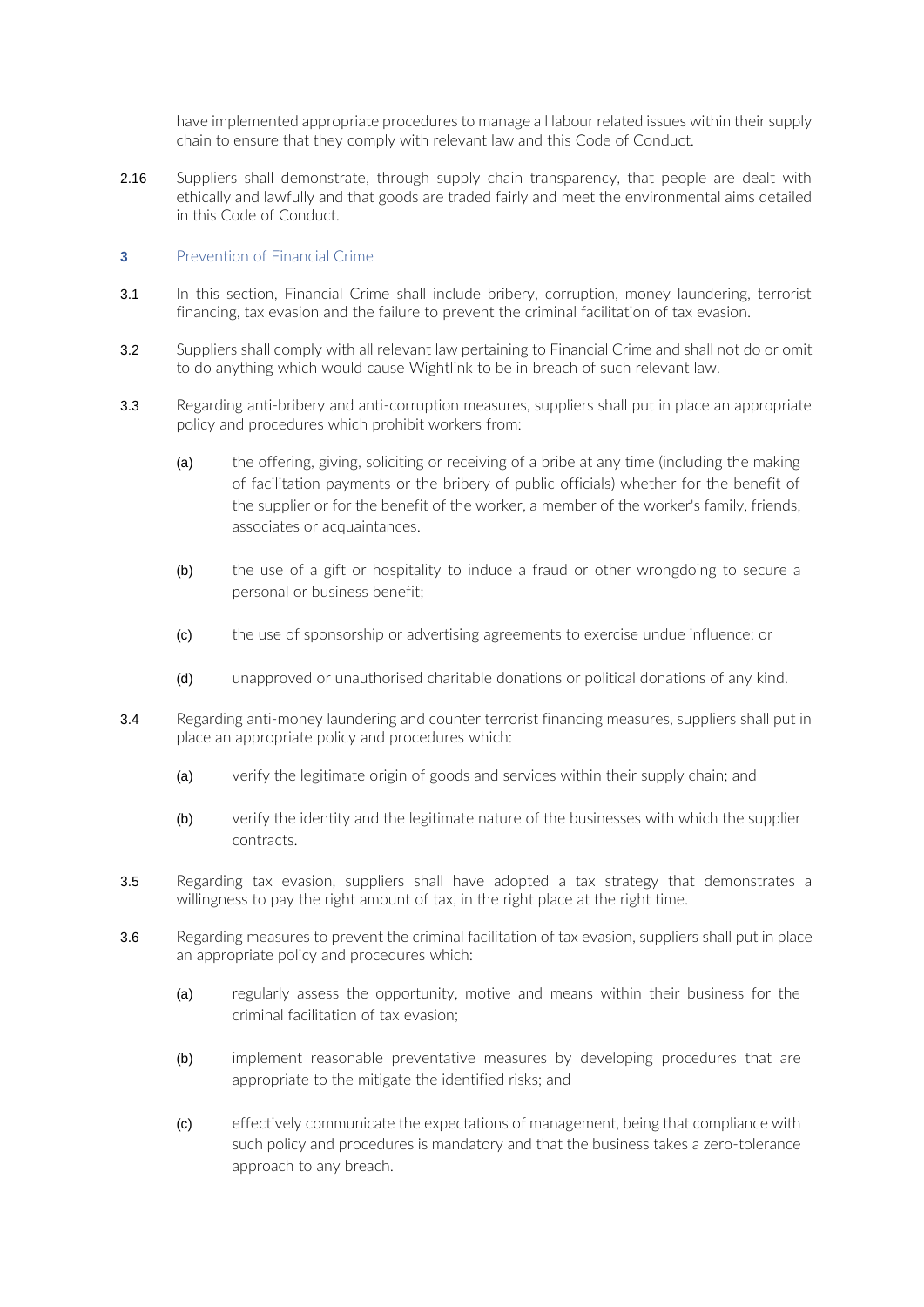have implemented appropriate procedures to manage all labour related issues within their supply chain to ensure that they comply with relevant law and this Code of Conduct.

2.16 Suppliers shall demonstrate, through supply chain transparency, that people are dealt with ethically and lawfully and that goods are traded fairly and meet the environmental aims detailed in this Code of Conduct.

## 3 Prevention of Financial Crime

3.1 In this section, Financial Crime shall include bribery, corruption, money laundering, terrorist financing, tax evasion and the failure to prevent the criminal facilitation of tax evasion.

3.2 Suppliers shall comply with all relevant law pertaining to Financial Crime and shall not do or omit to do anything which would cause Wightlink to be in breach of such relevant law.

3.3 Regarding anti-bribery and anti-corruption measures, suppliers shall put in place an appropriate policy and procedures which prohibit workers from:

(a) the offering, giving, soliciting or receiving of a bribe at any time (including the making of facilitation payments or the bribery of public officials) whether for the benefit of the supplier or for the benefit of the worker, a member of the worker's family, friends, associates or acquaintances.

(b) the use of a gift or hospitality to induce a fraud or other wrongdoing to secure a personal or business benefit;

(c) the use of sponsorship or advertising agreements to exercise undue influence; or

(d) unapproved or unauthorised charitable donations or political donations of any kind.

3.4 Regarding anti-money laundering and counter terrorist financing measures, suppliers shall put in place an appropriate policy and procedures which:

(a) verify the legitimate origin of goods and services within their supply chain; and

(b) verify the identity and the legitimate nature of the businesses with which the supplier contracts.

3.5 Regarding tax evasion, suppliers shall have adopted a tax strategy that demonstrates a willingness to pay the right amount of tax, in the right place at the right time.

3.6 Regarding measures to prevent the criminal facilitation of tax evasion, suppliers shall put in place an appropriate policy and procedures which:

(a) regularly assess the opportunity, motive and means within their business for the criminal facilitation of tax evasion;

(b) implement reasonable preventative measures by developing procedures that are appropriate to the mitigate the identified risks; and

(c) effectively communicate the expectations of management, being that compliance with such policy and procedures is mandatory and that the business takes a zero-tolerance approach to any breach.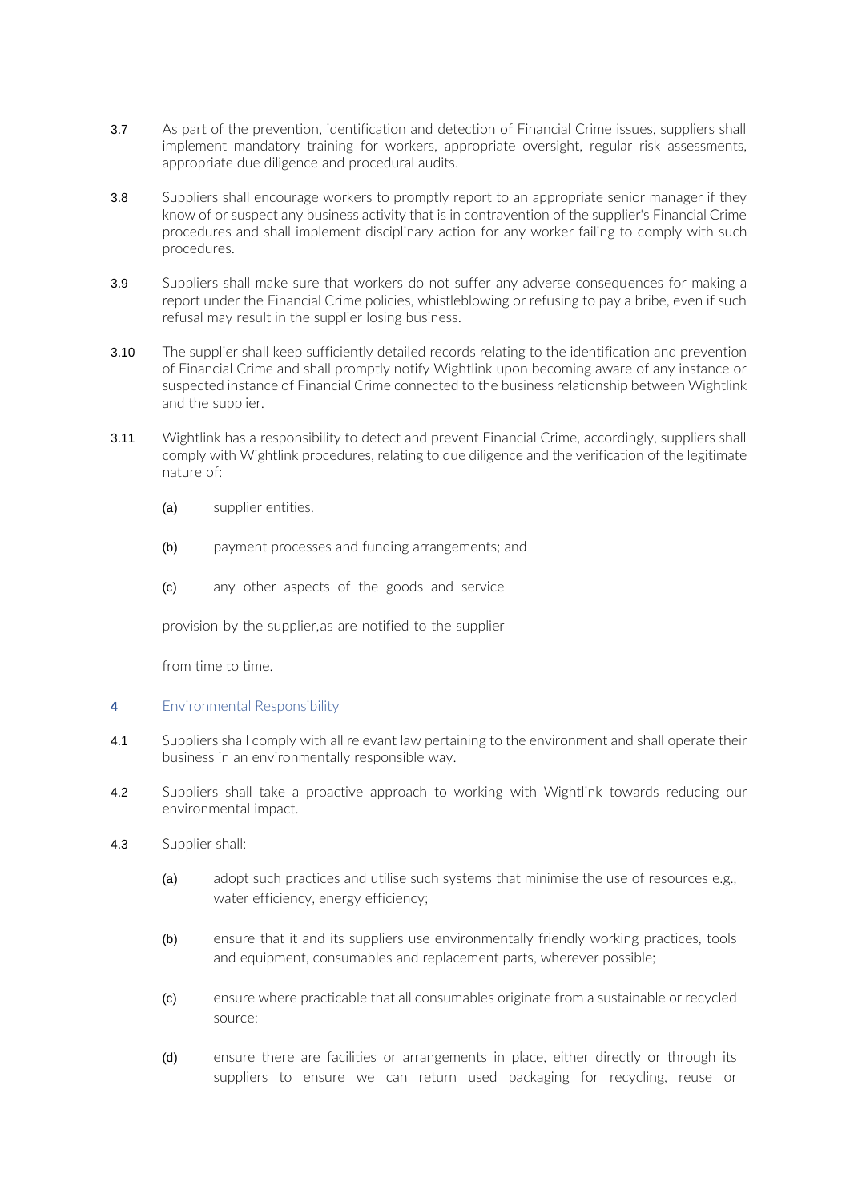3.7 As part of the prevention, identification and detection of Financial Crime issues, suppliers shall implement mandatory training for workers, appropriate oversight, regular risk assessments, appropriate due diligence and procedural audits.

3.8 Suppliers shall encourage workers to promptly report to an appropriate senior manager if they know of or suspect any business activity that is in contravention of the supplier's Financial Crime procedures and shall implement disciplinary action for any worker failing to comply with such procedures.

3.9 Suppliers shall make sure that workers do not suffer any adverse consequences for making a report under the Financial Crime policies, whistleblowing or refusing to pay a bribe, even if such refusal may result in the supplier losing business.

3.10 The supplier shall keep sufficiently detailed records relating to the identification and prevention of Financial Crime and shall promptly notify Wightlink upon becoming aware of any instance or suspected instance of Financial Crime connected to the business relationship between Wightlink and the supplier.

3.11 Wightlink has a responsibility to detect and prevent Financial Crime, accordingly, suppliers shall comply with Wightlink procedures, relating to due diligence and the verification of the legitimate nature of:

(a) supplier entities.

(b) payment processes and funding arrangements; and

(c) any other aspects of the goods and service

provision by the supplier,as are notified to the supplier

from time to time.

## 4 Environmental Responsibility

4.1 Suppliers shall comply with all relevant law pertaining to the environment and shall operate their business in an environmentally responsible way.

4.2 Suppliers shall take a proactive approach to working with Wightlink towards reducing our environmental impact.

4.3 Supplier shall:

(a) adopt such practices and utilise such systems that minimise the use of resources e.g., water efficiency, energy efficiency;

(b) ensure that it and its suppliers use environmentally friendly working practices, tools and equipment, consumables and replacement parts, wherever possible;

(c) ensure where practicable that all consumables originate from a sustainable or recycled source;

(d) ensure there are facilities or arrangements in place, either directly or through its suppliers to ensure we can return used packaging for recycling, reuse or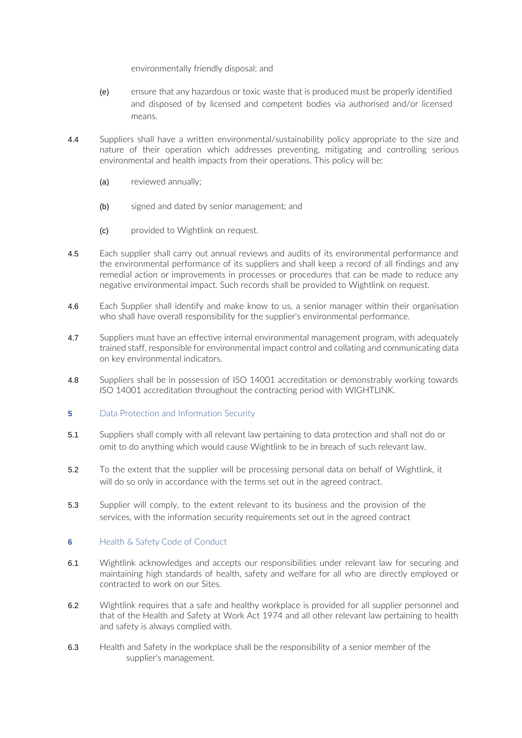environmentally friendly disposal; and

(e) ensure that any hazardous or toxic waste that is produced must be properly identified and disposed of by licensed and competent bodies via authorised and/or licensed means.

4.4 Suppliers shall have a written environmental/sustainability policy appropriate to the size and nature of their operation which addresses preventing, mitigating and controlling serious environmental and health impacts from their operations. This policy will be:

(a) reviewed annually;

(b) signed and dated by senior management; and

(c) provided to Wightlink on request.

4.5 Each supplier shall carry out annual reviews and audits of its environmental performance and the environmental performance of its suppliers and shall keep a record of all findings and any remedial action or improvements in processes or procedures that can be made to reduce any negative environmental impact. Such records shall be provided to Wightlink on request.

4.6 Each Supplier shall identify and make know to us, a senior manager within their organisation who shall have overall responsibility for the supplier's environmental performance.

4.7 Suppliers must have an effective internal environmental management program, with adequately trained staff, responsible for environmental impact control and collating and communicating data on key environmental indicators.

4.8 Suppliers shall be in possession of ISO 14001 accreditation or demonstrably working towards ISO 14001 accreditation throughout the contracting period with WIGHTLINK.

## 5 Data Protection and Information Security

5.1 Suppliers shall comply with all relevant law pertaining to data protection and shall not do or omit to do anything which would cause Wightlink to be in breach of such relevant law.

5.2 To the extent that the supplier will be processing personal data on behalf of Wightlink, it will do so only in accordance with the terms set out in the agreed contract.

5.3 Supplier will comply, to the extent relevant to its business and the provision of the services, with the information security requirements set out in the agreed contract

## 6 Health & Safety Code of Conduct

6.1 Wightlink acknowledges and accepts our responsibilities under relevant law for securing and maintaining high standards of health, safety and welfare for all who are directly employed or contracted to work on our Sites.

6.2 Wightlink requires that a safe and healthy workplace is provided for all supplier personnel and that of the Health and Safety at Work Act 1974 and all other relevant law pertaining to health and safety is always complied with.

6.3 Health and Safety in the workplace shall be the responsibility of a senior member of the supplier's management.